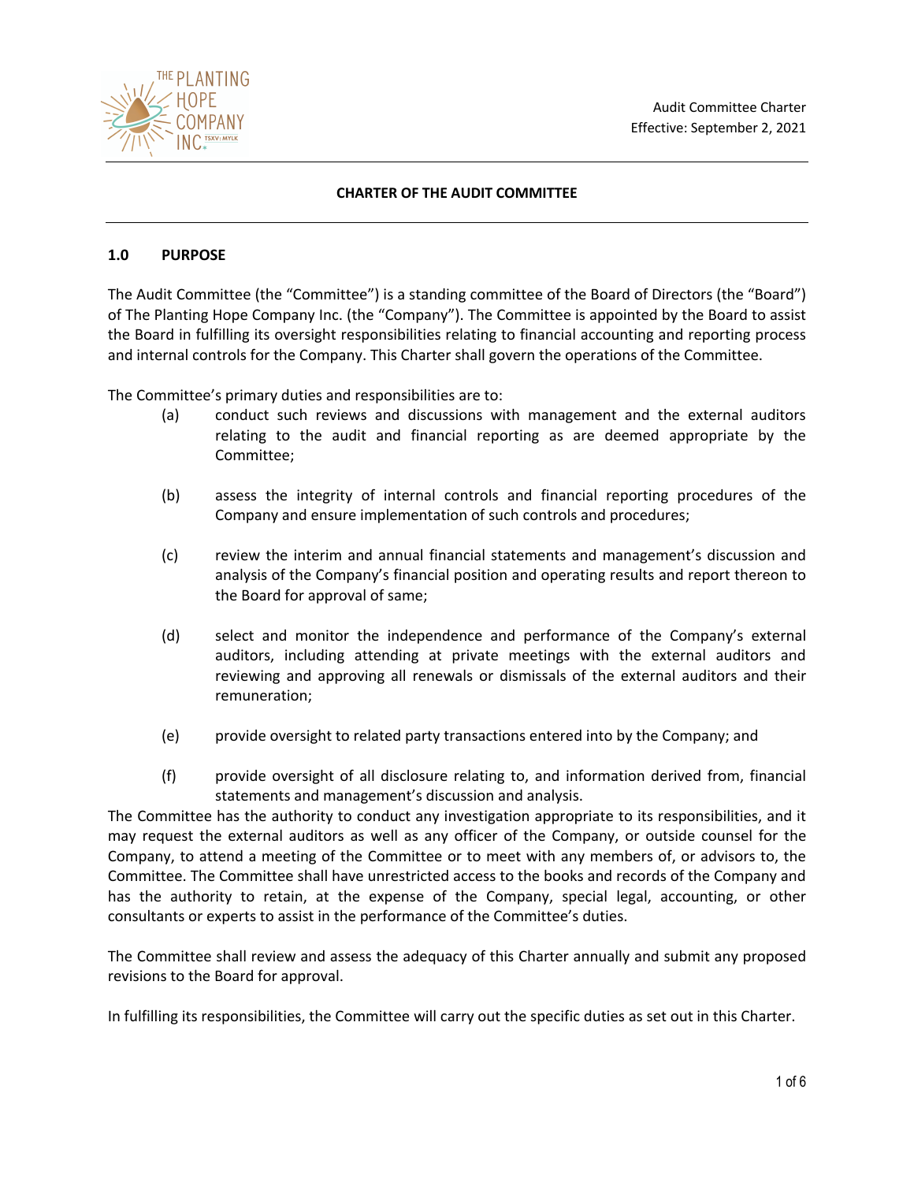# CHARTER OF THE AUDIT COMMITTEE

## 1.0 PURPOSE

The Audit Committee (the "Committee") is a standing committee of the Board of Directors (the "Board") of The Planting Hope Company Inc. (the "Company"). The Committee is appointed by the Board to assist the Board in fulfilling its oversight responsibilities relating to financial accounting and reporting process and internal controls for the Company. This Charter shall govern the operations of the Committee.

The Committee's primary duties and responsibilities are to:

(a) conduct such reviews and discussions with management and the external auditors relating to the audit and financial reporting as are deemed appropriate by the Committee;

(b) assess the integrity of internal controls and financial reporting procedures of the Company and ensure implementation of such controls and procedures;

(c) review the interim and annual financial statements and management's discussion and analysis of the Company's financial position and operating results and report thereon to the Board for approval of same;

(d) select and monitor the independence and performance of the Company's external auditors, including attending at private meetings with the external auditors and reviewing and approving all renewals or dismissals of the external auditors and their remuneration;

(e) provide oversight to related party transactions entered into by the Company; and

(f) provide oversight of all disclosure relating to, and information derived from, financial statements and management's discussion and analysis.

The Committee has the authority to conduct any investigation appropriate to its responsibilities, and it may request the external auditors as well as any officer of the Company, or outside counsel for the Company, to attend a meeting of the Committee or to meet with any members of, or advisors to, the Committee. The Committee shall have unrestricted access to the books and records of the Company and has the authority to retain, at the expense of the Company, special legal, accounting, or other consultants or experts to assist in the performance of the Committee's duties.

The Committee shall review and assess the adequacy of this Charter annually and submit any proposed revisions to the Board for approval.

In fulfilling its responsibilities, the Committee will carry out the specific duties as set out in this Charter.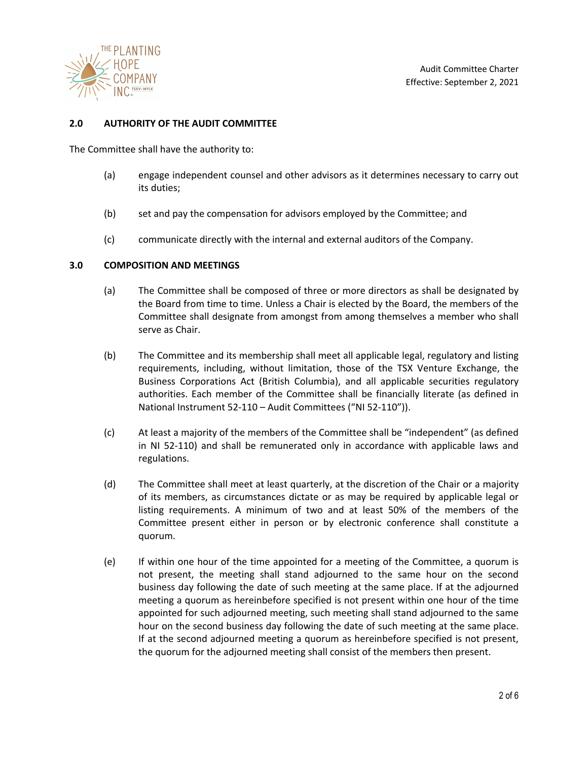## 2.0 AUTHORITY OF THE AUDIT COMMITTEE

The Committee shall have the authority to:

(a) engage independent counsel and other advisors as it determines necessary to carry out its duties;

(b) set and pay the compensation for advisors employed by the Committee; and

(c) communicate directly with the internal and external auditors of the Company.

## 3.0 COMPOSITION AND MEETINGS

(a) The Committee shall be composed of three or more directors as shall be designated by the Board from time to time. Unless a Chair is elected by the Board, the members of the Committee shall designate from amongst from among themselves a member who shall serve as Chair.

(b) The Committee and its membership shall meet all applicable legal, regulatory and listing requirements, including, without limitation, those of the TSX Venture Exchange, the Business Corporations Act (British Columbia), and all applicable securities regulatory authorities. Each member of the Committee shall be financially literate (as defined in National Instrument 52-110 – Audit Committees ("NI 52-110")).

(c) At least a majority of the members of the Committee shall be "independent" (as defined in NI 52-110) and shall be remunerated only in accordance with applicable laws and regulations.

(d) The Committee shall meet at least quarterly, at the discretion of the Chair or a majority of its members, as circumstances dictate or as may be required by applicable legal or listing requirements. A minimum of two and at least 50% of the members of the Committee present either in person or by electronic conference shall constitute a quorum.

(e) If within one hour of the time appointed for a meeting of the Committee, a quorum is not present, the meeting shall stand adjourned to the same hour on the second business day following the date of such meeting at the same place. If at the adjourned meeting a quorum as hereinbefore specified is not present within one hour of the time appointed for such adjourned meeting, such meeting shall stand adjourned to the same hour on the second business day following the date of such meeting at the same place. If at the second adjourned meeting a quorum as hereinbefore specified is not present, the quorum for the adjourned meeting shall consist of the members then present.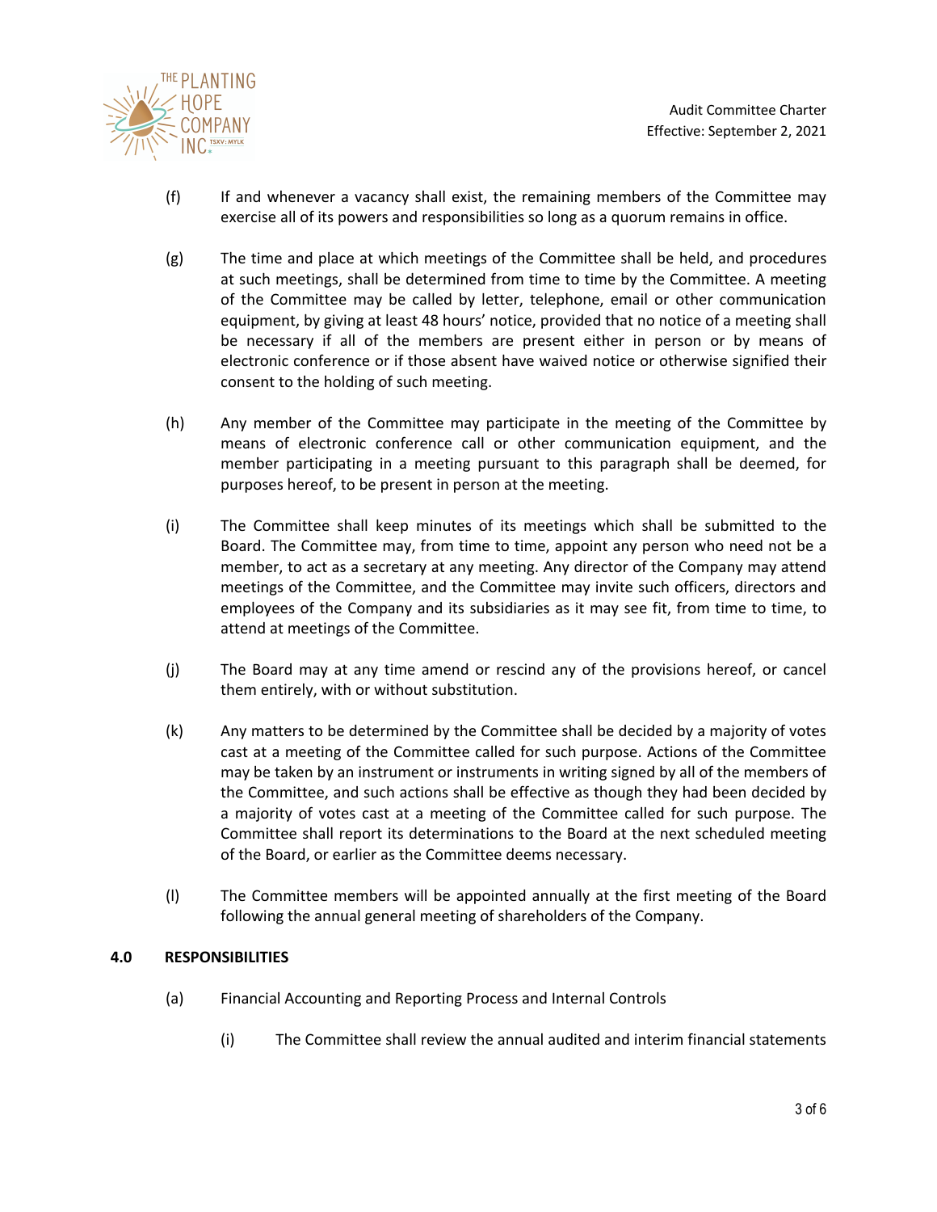(f) If and whenever a vacancy shall exist, the remaining members of the Committee may exercise all of its powers and responsibilities so long as a quorum remains in office.

(g) The time and place at which meetings of the Committee shall be held, and procedures at such meetings, shall be determined from time to time by the Committee. A meeting of the Committee may be called by letter, telephone, email or other communication equipment, by giving at least 48 hours' notice, provided that no notice of a meeting shall be necessary if all of the members are present either in person or by means of electronic conference or if those absent have waived notice or otherwise signified their consent to the holding of such meeting.

(h) Any member of the Committee may participate in the meeting of the Committee by means of electronic conference call or other communication equipment, and the member participating in a meeting pursuant to this paragraph shall be deemed, for purposes hereof, to be present in person at the meeting.

(i) The Committee shall keep minutes of its meetings which shall be submitted to the Board. The Committee may, from time to time, appoint any person who need not be a member, to act as a secretary at any meeting. Any director of the Company may attend meetings of the Committee, and the Committee may invite such officers, directors and employees of the Company and its subsidiaries as it may see fit, from time to time, to attend at meetings of the Committee.

(j) The Board may at any time amend or rescind any of the provisions hereof, or cancel them entirely, with or without substitution.

(k) Any matters to be determined by the Committee shall be decided by a majority of votes cast at a meeting of the Committee called for such purpose. Actions of the Committee may be taken by an instrument or instruments in writing signed by all of the members of the Committee, and such actions shall be effective as though they had been decided by a majority of votes cast at a meeting of the Committee called for such purpose. The Committee shall report its determinations to the Board at the next scheduled meeting of the Board, or earlier as the Committee deems necessary.

(l) The Committee members will be appointed annually at the first meeting of the Board following the annual general meeting of shareholders of the Company.

## 4.0 RESPONSIBILITIES

(a) Financial Accounting and Reporting Process and Internal Controls

(i) The Committee shall review the annual audited and interim financial statements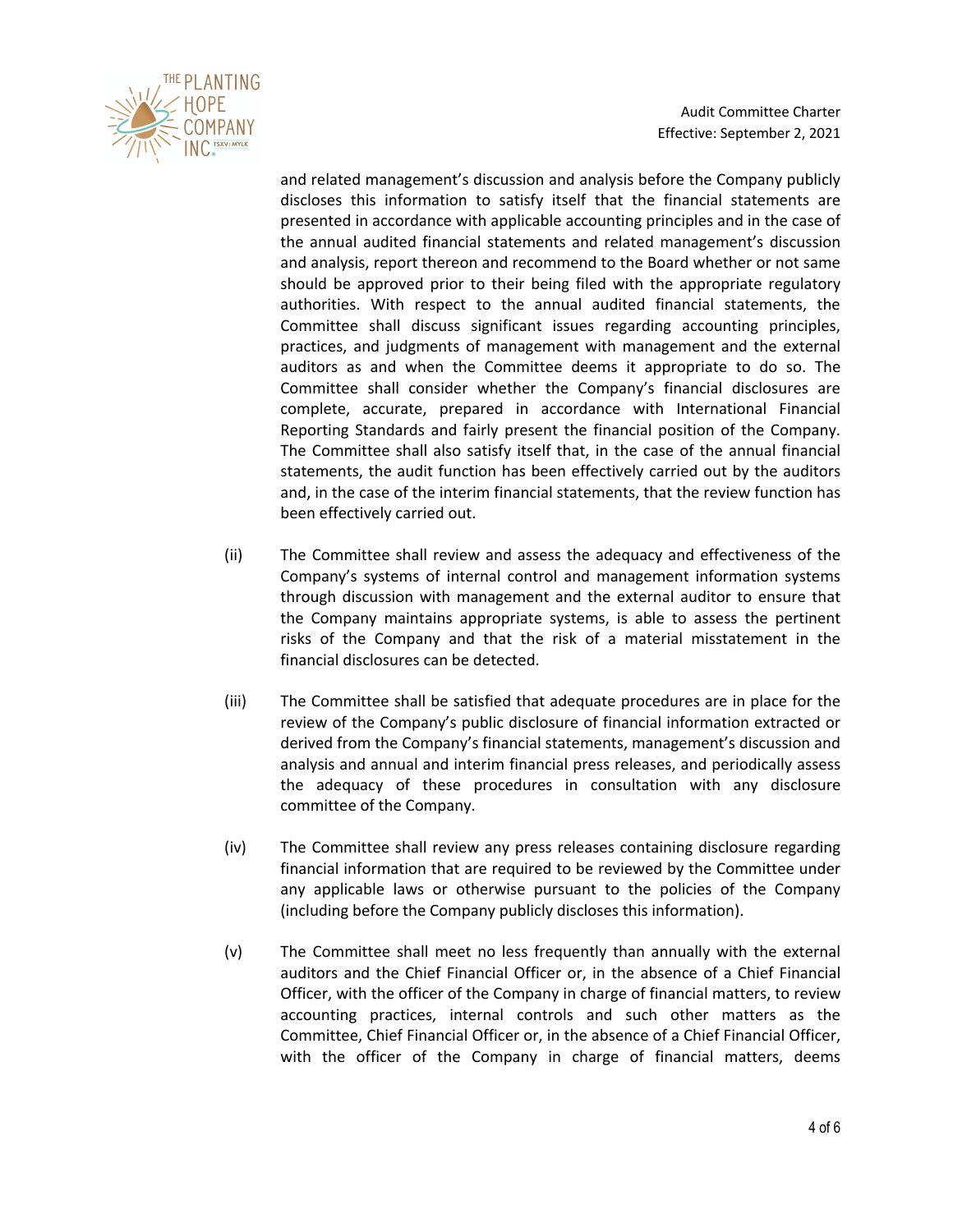and related management's discussion and analysis before the Company publicly discloses this information to satisfy itself that the financial statements are presented in accordance with applicable accounting principles and in the case of the annual audited financial statements and related management's discussion and analysis, report thereon and recommend to the Board whether or not same should be approved prior to their being filed with the appropriate regulatory authorities. With respect to the annual audited financial statements, the Committee shall discuss significant issues regarding accounting principles, practices, and judgments of management with management and the external auditors as and when the Committee deems it appropriate to do so. The Committee shall consider whether the Company's financial disclosures are complete, accurate, prepared in accordance with International Financial Reporting Standards and fairly present the financial position of the Company. The Committee shall also satisfy itself that, in the case of the annual financial statements, the audit function has been effectively carried out by the auditors and, in the case of the interim financial statements, that the review function has been effectively carried out.

(ii) The Committee shall review and assess the adequacy and effectiveness of the Company's systems of internal control and management information systems through discussion with management and the external auditor to ensure that the Company maintains appropriate systems, is able to assess the pertinent risks of the Company and that the risk of a material misstatement in the financial disclosures can be detected.

(iii) The Committee shall be satisfied that adequate procedures are in place for the review of the Company's public disclosure of financial information extracted or derived from the Company's financial statements, management's discussion and analysis and annual and interim financial press releases, and periodically assess the adequacy of these procedures in consultation with any disclosure committee of the Company.

(iv) The Committee shall review any press releases containing disclosure regarding financial information that are required to be reviewed by the Committee under any applicable laws or otherwise pursuant to the policies of the Company (including before the Company publicly discloses this information).

(v) The Committee shall meet no less frequently than annually with the external auditors and the Chief Financial Officer or, in the absence of a Chief Financial Officer, with the officer of the Company in charge of financial matters, to review accounting practices, internal controls and such other matters as the Committee, Chief Financial Officer or, in the absence of a Chief Financial Officer, with the officer of the Company in charge of financial matters, deems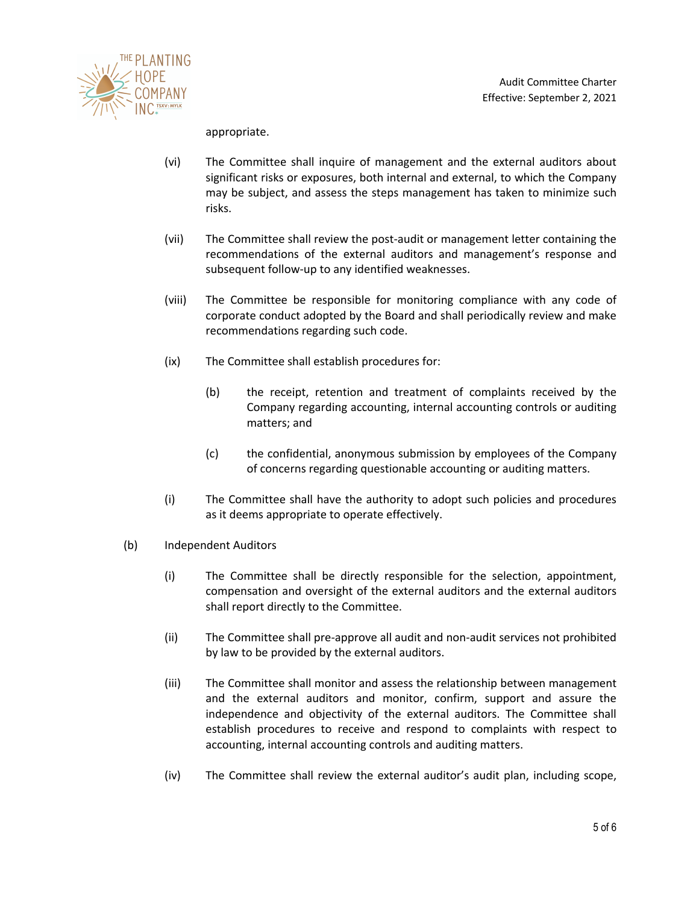appropriate.

(vi) The Committee shall inquire of management and the external auditors about significant risks or exposures, both internal and external, to which the Company may be subject, and assess the steps management has taken to minimize such risks.

(vii) The Committee shall review the post-audit or management letter containing the recommendations of the external auditors and management's response and subsequent follow-up to any identified weaknesses.

(viii) The Committee be responsible for monitoring compliance with any code of corporate conduct adopted by the Board and shall periodically review and make recommendations regarding such code.

(ix) The Committee shall establish procedures for:

(b) the receipt, retention and treatment of complaints received by the Company regarding accounting, internal accounting controls or auditing matters; and

(c) the confidential, anonymous submission by employees of the Company of concerns regarding questionable accounting or auditing matters.

(i) The Committee shall have the authority to adopt such policies and procedures as it deems appropriate to operate effectively.

(b) Independent Auditors

(i) The Committee shall be directly responsible for the selection, appointment, compensation and oversight of the external auditors and the external auditors shall report directly to the Committee.

(ii) The Committee shall pre-approve all audit and non-audit services not prohibited by law to be provided by the external auditors.

(iii) The Committee shall monitor and assess the relationship between management and the external auditors and monitor, confirm, support and assure the independence and objectivity of the external auditors. The Committee shall establish procedures to receive and respond to complaints with respect to accounting, internal accounting controls and auditing matters.

(iv) The Committee shall review the external auditor's audit plan, including scope,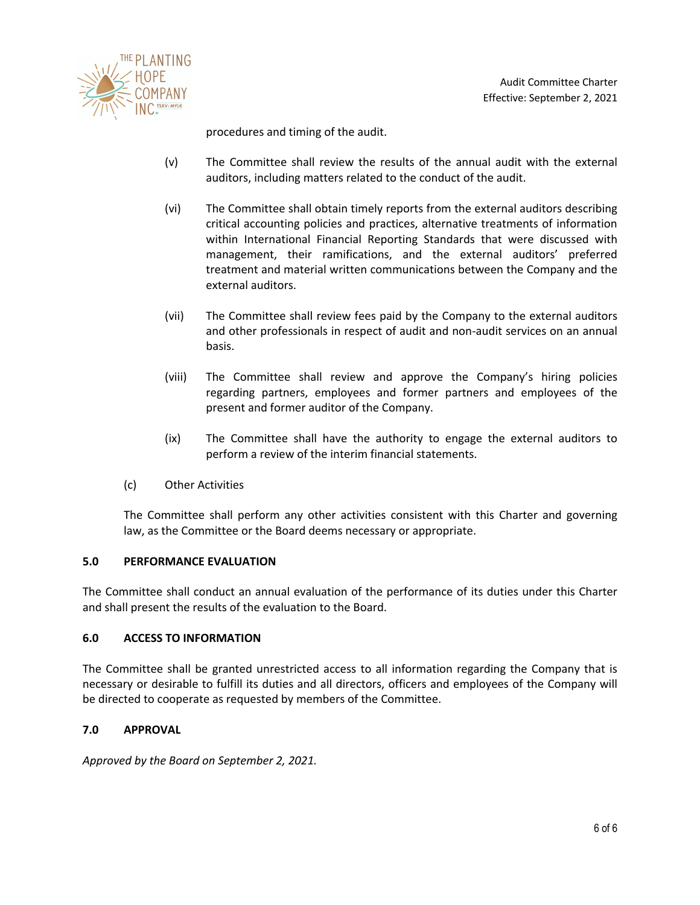procedures and timing of the audit.

(v) The Committee shall review the results of the annual audit with the external auditors, including matters related to the conduct of the audit.

(vi) The Committee shall obtain timely reports from the external auditors describing critical accounting policies and practices, alternative treatments of information within International Financial Reporting Standards that were discussed with management, their ramifications, and the external auditors' preferred treatment and material written communications between the Company and the external auditors.

(vii) The Committee shall review fees paid by the Company to the external auditors and other professionals in respect of audit and non-audit services on an annual basis.

(viii) The Committee shall review and approve the Company's hiring policies regarding partners, employees and former partners and employees of the present and former auditor of the Company.

(ix) The Committee shall have the authority to engage the external auditors to perform a review of the interim financial statements.

(c) Other Activities

The Committee shall perform any other activities consistent with this Charter and governing law, as the Committee or the Board deems necessary or appropriate.

## 5.0 PERFORMANCE EVALUATION

The Committee shall conduct an annual evaluation of the performance of its duties under this Charter and shall present the results of the evaluation to the Board.

## 6.0 ACCESS TO INFORMATION

The Committee shall be granted unrestricted access to all information regarding the Company that is necessary or desirable to fulfill its duties and all directors, officers and employees of the Company will be directed to cooperate as requested by members of the Committee.

## 7.0 APPROVAL

*Approved by the Board on September 2, 2021.*